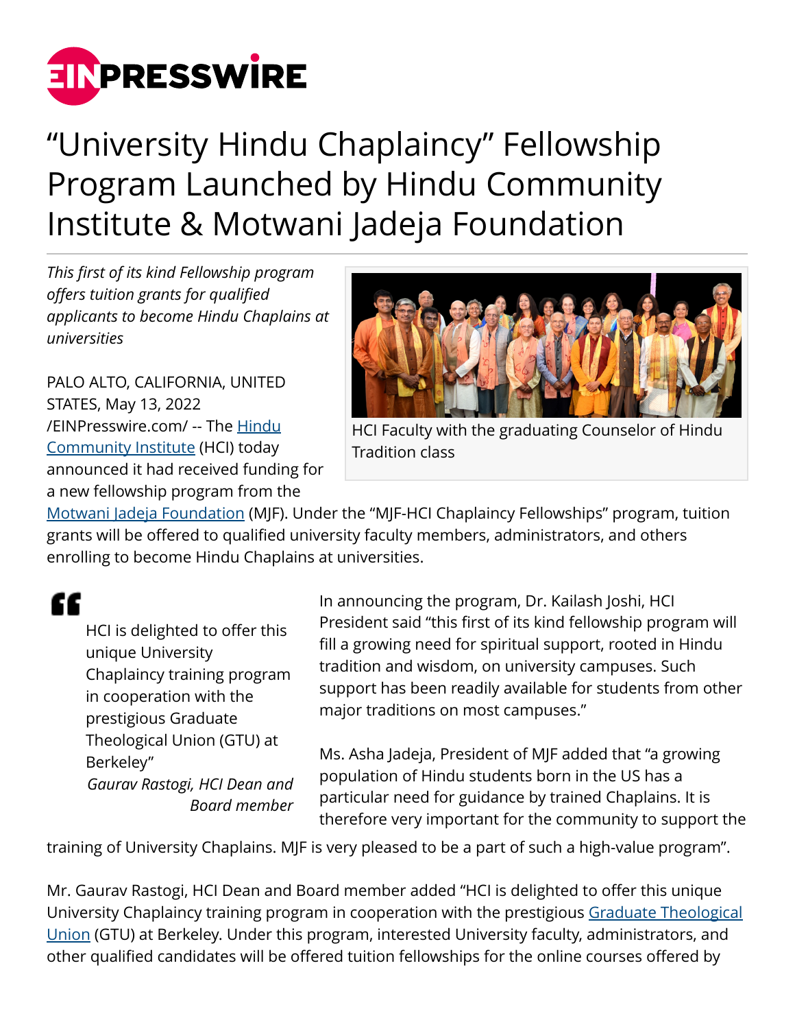# "University Hindu Chaplaincy" Fellowship Program Launched by Hindu Community Institute & Motwani Jadeja Foundation

*This first of its kind Fellowship program offers tuition grants for qualified applicants to become Hindu Chaplains at universities*

HCI Faculty with the graduating Counselor of Hindu Tradition class

PALO ALTO, CALIFORNIA, UNITED STATES, May 13, 2022 /EINPresswire.com/ -- The Hindu Community Institute (HCI) today announced it had received funding for a new fellowship program from the Motwani Jadeja Foundation (MJF). Under the "MJF-HCI Chaplaincy Fellowships" program, tuition grants will be offered to qualified university faculty members, administrators, and others enrolling to become Hindu Chaplains at universities.

> HCI is delighted to offer this unique University Chaplaincy training program in cooperation with the prestigious Graduate Theological Union (GTU) at Berkeley"
>
> *Gaurav Rastogi, HCI Dean and Board member*

In announcing the program, Dr. Kailash Joshi, HCI President said "this first of its kind fellowship program will fill a growing need for spiritual support, rooted in Hindu tradition and wisdom, on university campuses. Such support has been readily available for students from other major traditions on most campuses."

Ms. Asha Jadeja, President of MJF added that "a growing population of Hindu students born in the US has a particular need for guidance by trained Chaplains. It is therefore very important for the community to support the training of University Chaplains. MJF is very pleased to be a part of such a high-value program".

Mr. Gaurav Rastogi, HCI Dean and Board member added "HCI is delighted to offer this unique University Chaplaincy training program in cooperation with the prestigious Graduate Theological Union (GTU) at Berkeley. Under this program, interested University faculty, administrators, and other qualified candidates will be offered tuition fellowships for the online courses offered by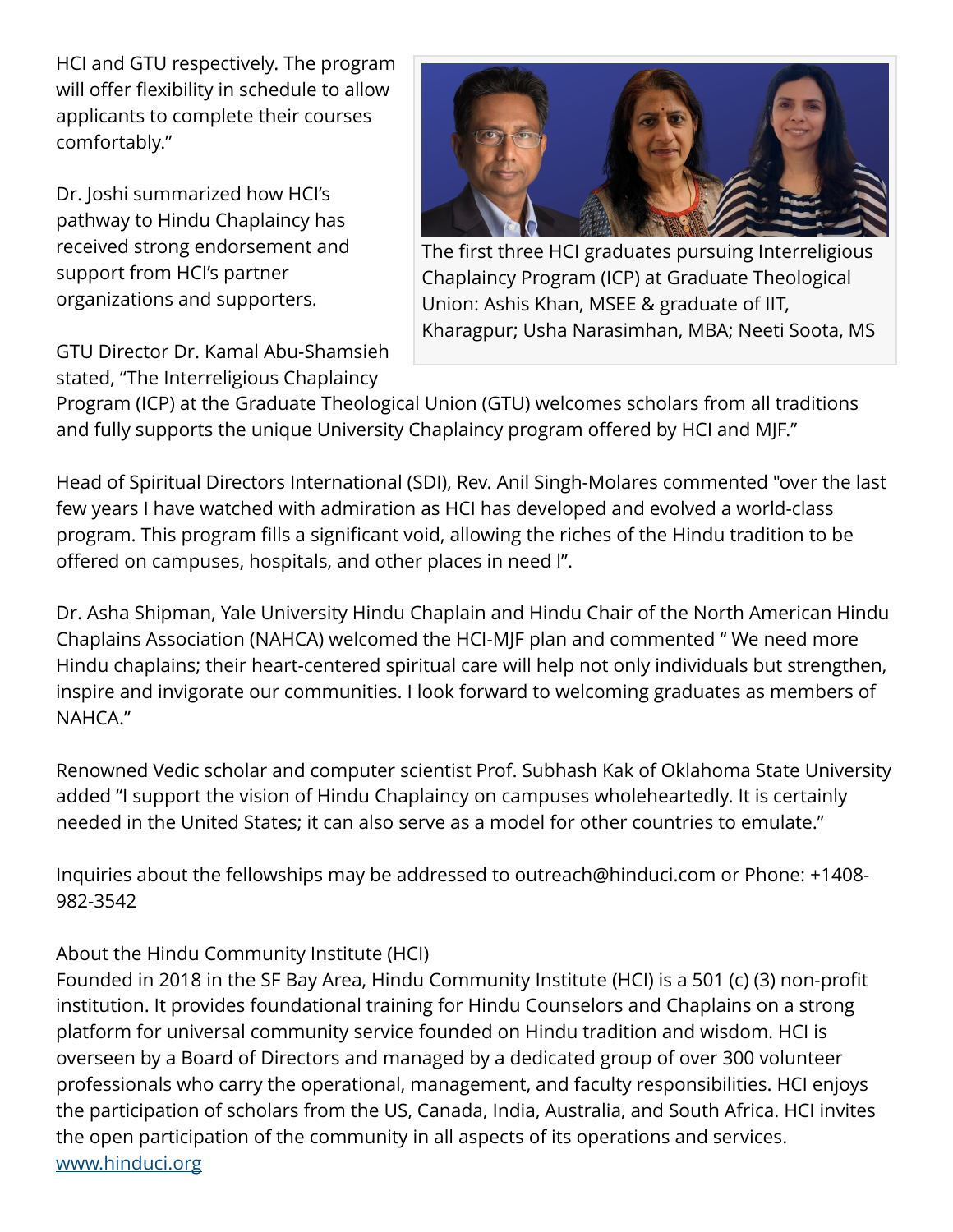HCI and GTU respectively. The program will offer flexibility in schedule to allow applicants to complete their courses comfortably."

Dr. Joshi summarized how HCI's pathway to Hindu Chaplaincy has received strong endorsement and support from HCI's partner organizations and supporters.

The first three HCI graduates pursuing Interreligious Chaplaincy Program (ICP) at Graduate Theological Union: Ashis Khan, MSEE & graduate of IIT, Kharagpur; Usha Narasimhan, MBA; Neeti Soota, MS

GTU Director Dr. Kamal Abu-Shamsieh stated, "The Interreligious Chaplaincy Program (ICP) at the Graduate Theological Union (GTU) welcomes scholars from all traditions and fully supports the unique University Chaplaincy program offered by HCI and MJF."

Head of Spiritual Directors International (SDI), Rev. Anil Singh-Molares commented "over the last few years I have watched with admiration as HCI has developed and evolved a world-class program. This program fills a significant void, allowing the riches of the Hindu tradition to be offered on campuses, hospitals, and other places in need l".

Dr. Asha Shipman, Yale University Hindu Chaplain and Hindu Chair of the North American Hindu Chaplains Association (NAHCA) welcomed the HCI-MJF plan and commented " We need more Hindu chaplains; their heart-centered spiritual care will help not only individuals but strengthen, inspire and invigorate our communities. I look forward to welcoming graduates as members of NAHCA."

Renowned Vedic scholar and computer scientist Prof. Subhash Kak of Oklahoma State University added "I support the vision of Hindu Chaplaincy on campuses wholeheartedly. It is certainly needed in the United States; it can also serve as a model for other countries to emulate."

Inquiries about the fellowships may be addressed to outreach@hinduci.com or Phone: +1408-982-3542

About the Hindu Community Institute (HCI)

Founded in 2018 in the SF Bay Area, Hindu Community Institute (HCI) is a 501 (c) (3) non-profit institution. It provides foundational training for Hindu Counselors and Chaplains on a strong platform for universal community service founded on Hindu tradition and wisdom. HCI is overseen by a Board of Directors and managed by a dedicated group of over 300 volunteer professionals who carry the operational, management, and faculty responsibilities. HCI enjoys the participation of scholars from the US, Canada, India, Australia, and South Africa. HCI invites the open participation of the community in all aspects of its operations and services.
[www.hinduci.org](http://www.hinduci.org)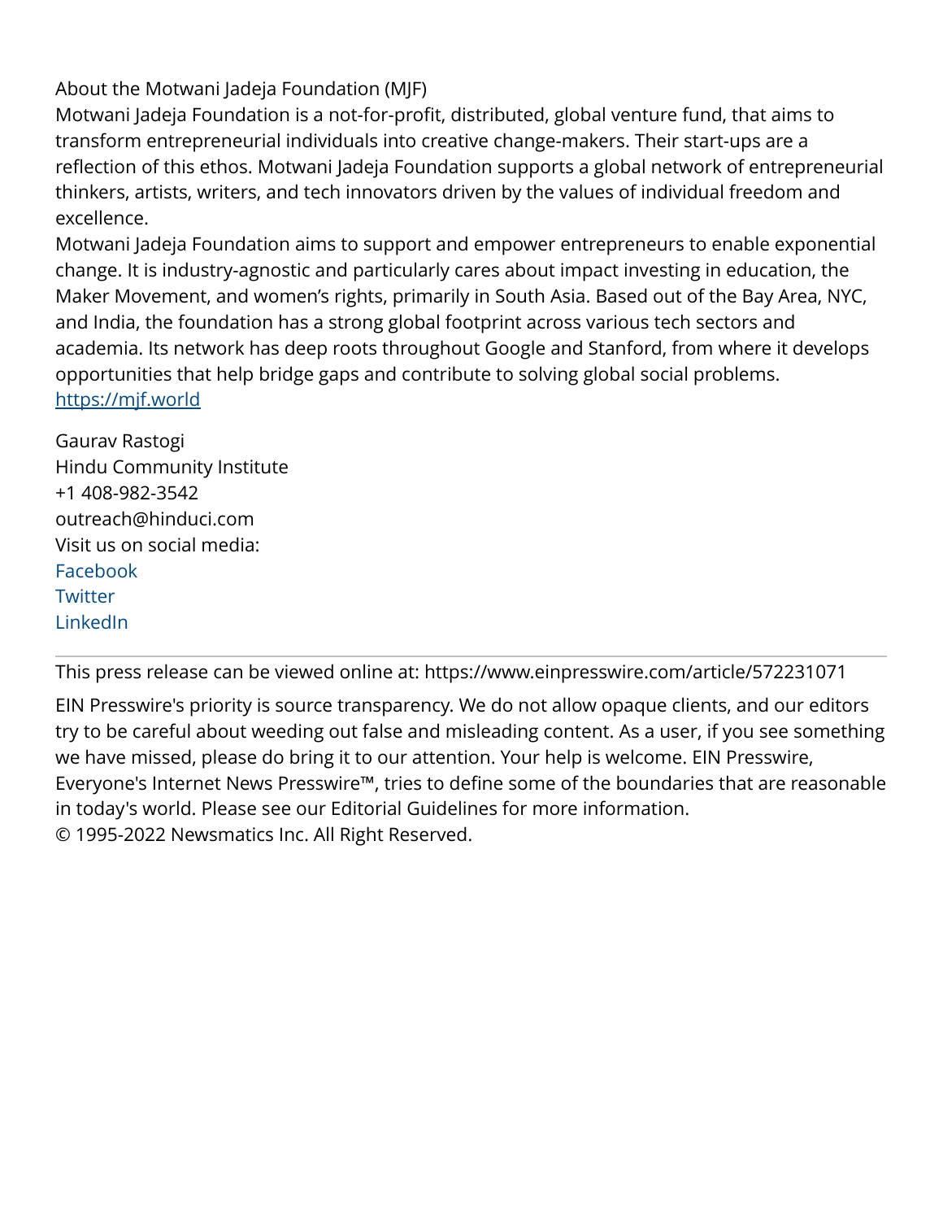About the Motwani Jadeja Foundation (MJF)

Motwani Jadeja Foundation is a not-for-profit, distributed, global venture fund, that aims to transform entrepreneurial individuals into creative change-makers. Their start-ups are a reflection of this ethos. Motwani Jadeja Foundation supports a global network of entrepreneurial thinkers, artists, writers, and tech innovators driven by the values of individual freedom and excellence.

Motwani Jadeja Foundation aims to support and empower entrepreneurs to enable exponential change. It is industry-agnostic and particularly cares about impact investing in education, the Maker Movement, and women's rights, primarily in South Asia. Based out of the Bay Area, NYC, and India, the foundation has a strong global footprint across various tech sectors and academia. Its network has deep roots throughout Google and Stanford, from where it develops opportunities that help bridge gaps and contribute to solving global social problems.

https://mjf.world

Gaurav Rastogi
Hindu Community Institute
+1 408-982-3542
outreach@hinduci.com
Visit us on social media:
Facebook
Twitter
LinkedIn

---

This press release can be viewed online at: https://www.einpresswire.com/article/572231071

EIN Presswire's priority is source transparency. We do not allow opaque clients, and our editors try to be careful about weeding out false and misleading content. As a user, if you see something we have missed, please do bring it to our attention. Your help is welcome. EIN Presswire, Everyone's Internet News Presswire™, tries to define some of the boundaries that are reasonable in today's world. Please see our Editorial Guidelines for more information.
© 1995-2022 Newsmatics Inc. All Right Reserved.